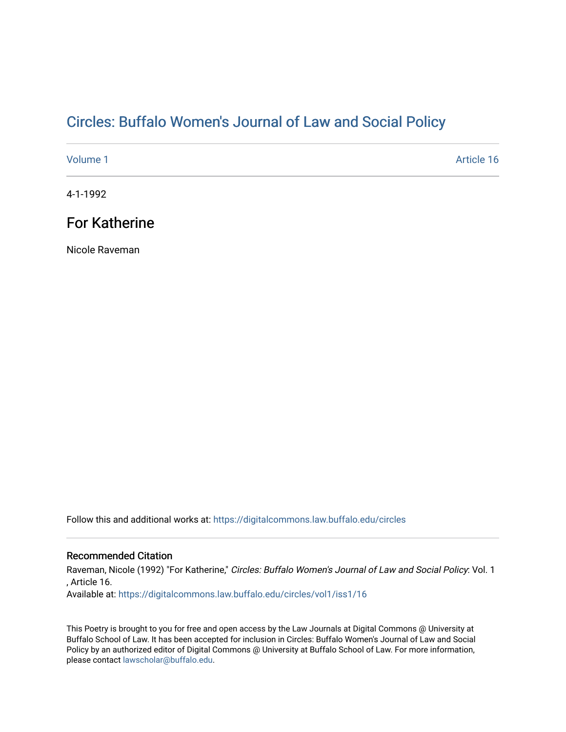# Circles: Buffalo Women's Journal of Law and Social Policy

Volume 1 Article 16

4-1-1992

## For Katherine

Nicole Raveman

Follow this and additional works at: https://digitalcommons.law.buffalo.edu/circles

### Recommended Citation

Raveman, Nicole (1992) "For Katherine," *Circles: Buffalo Women's Journal of Law and Social Policy*: Vol. 1 , Article 16.
Available at: https://digitalcommons.law.buffalo.edu/circles/vol1/iss1/16

This Poetry is brought to you for free and open access by the Law Journals at Digital Commons @ University at Buffalo School of Law. It has been accepted for inclusion in Circles: Buffalo Women's Journal of Law and Social Policy by an authorized editor of Digital Commons @ University at Buffalo School of Law. For more information, please contact lawscholar@buffalo.edu.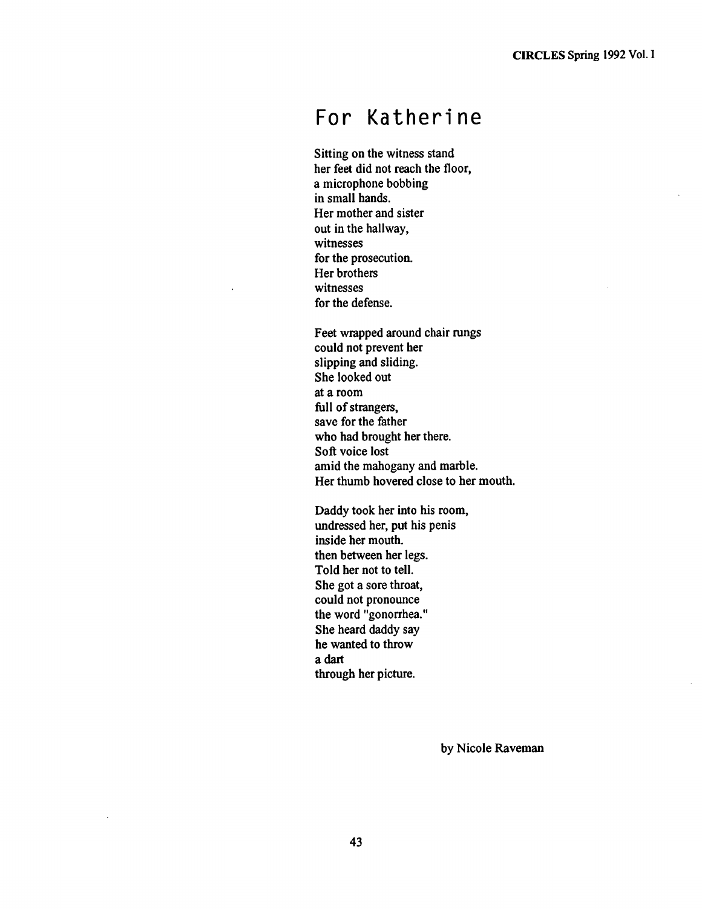# For Katherine

Sitting on the witness stand
her feet did not reach the floor,
a microphone bobbing
in small hands.
Her mother and sister
out in the hallway,
witnesses
for the prosecution.
Her brothers
witnesses
for the defense.

Feet wrapped around chair rungs
could not prevent her
slipping and sliding.
She looked out
at a room
full of strangers,
save for the father
who had brought her there.
Soft voice lost
amid the mahogany and marble.
Her thumb hovered close to her mouth.

Daddy took her into his room,
undressed her, put his penis
inside her mouth.
then between her legs.
Told her not to tell.
She got a sore throat,
could not pronounce
the word "gonorrhea."
She heard daddy say
he wanted to throw
a dart
through her picture.

by Nicole Raveman